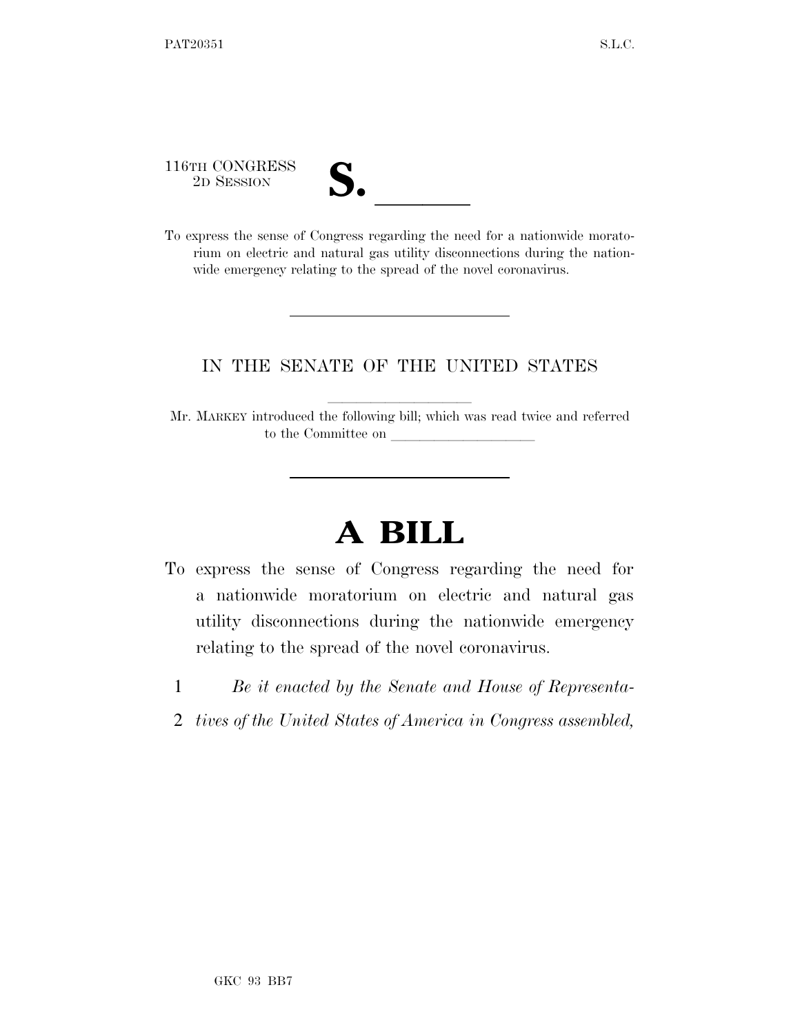116TH CONGRESS
2D SESSION

# S. ______

To express the sense of Congress regarding the need for a nationwide moratorium on electric and natural gas utility disconnections during the nationwide emergency relating to the spread of the novel coronavirus.

IN THE SENATE OF THE UNITED STATES

Mr. MARKEY introduced the following bill; which was read twice and referred to the Committee on ____________________

# A BILL

To express the sense of Congress regarding the need for a nationwide moratorium on electric and natural gas utility disconnections during the nationwide emergency relating to the spread of the novel coronavirus.

1 *Be it enacted by the Senate and House of Representa-*
2 *tives of the United States of America in Congress assembled,*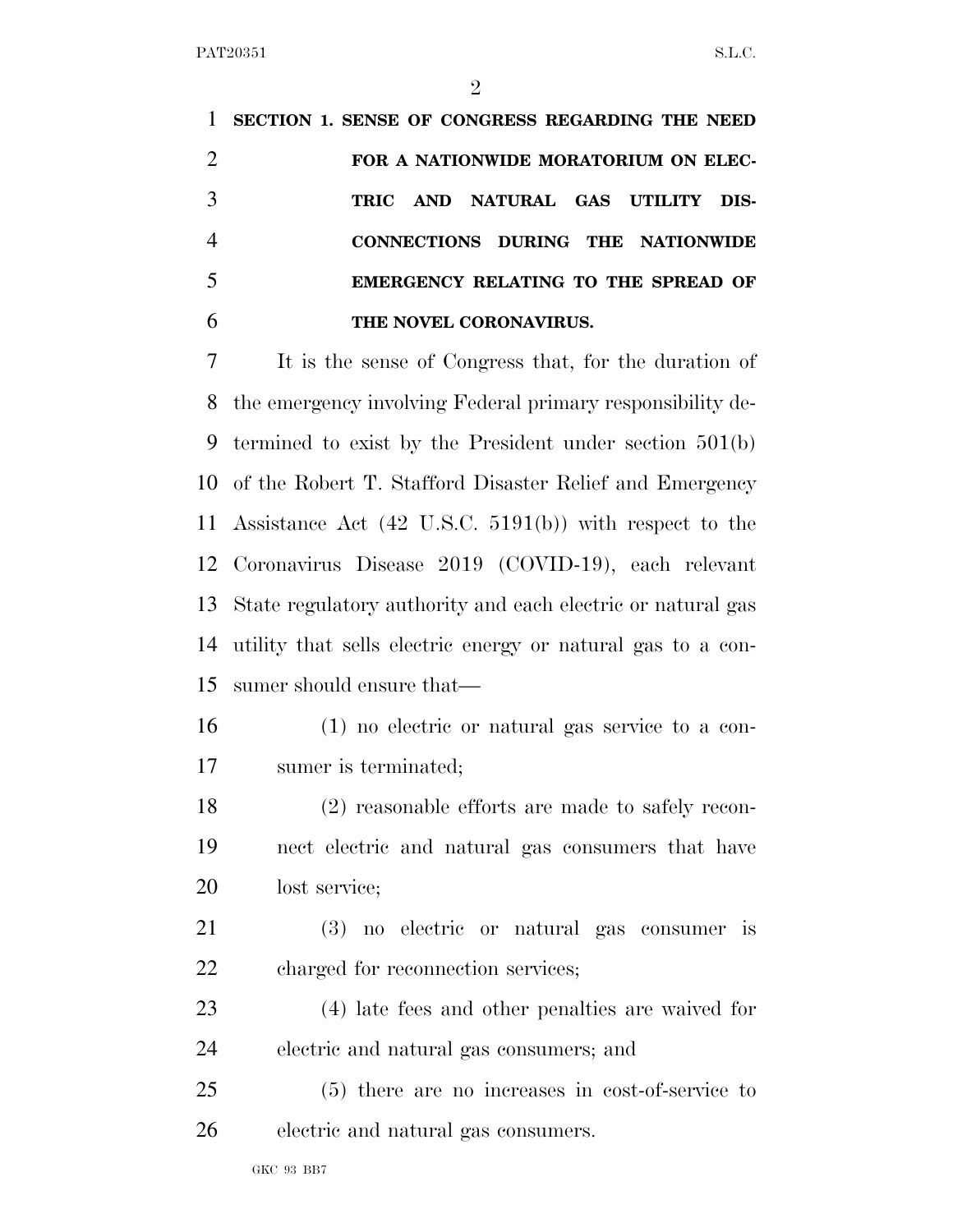**SECTION 1. SENSE OF CONGRESS REGARDING THE NEED FOR A NATIONWIDE MORATORIUM ON ELECTRIC AND NATURAL GAS UTILITY DISCONNECTIONS DURING THE NATIONWIDE EMERGENCY RELATING TO THE SPREAD OF THE NOVEL CORONAVIRUS.**

It is the sense of Congress that, for the duration of the emergency involving Federal primary responsibility determined to exist by the President under section 501(b) of the Robert T. Stafford Disaster Relief and Emergency Assistance Act (42 U.S.C. 5191(b)) with respect to the Coronavirus Disease 2019 (COVID-19), each relevant State regulatory authority and each electric or natural gas utility that sells electric energy or natural gas to a consumer should ensure that—

(1) no electric or natural gas service to a consumer is terminated;

(2) reasonable efforts are made to safely reconnect electric and natural gas consumers that have lost service;

(3) no electric or natural gas consumer is charged for reconnection services;

(4) late fees and other penalties are waived for electric and natural gas consumers; and

(5) there are no increases in cost-of-service to electric and natural gas consumers.